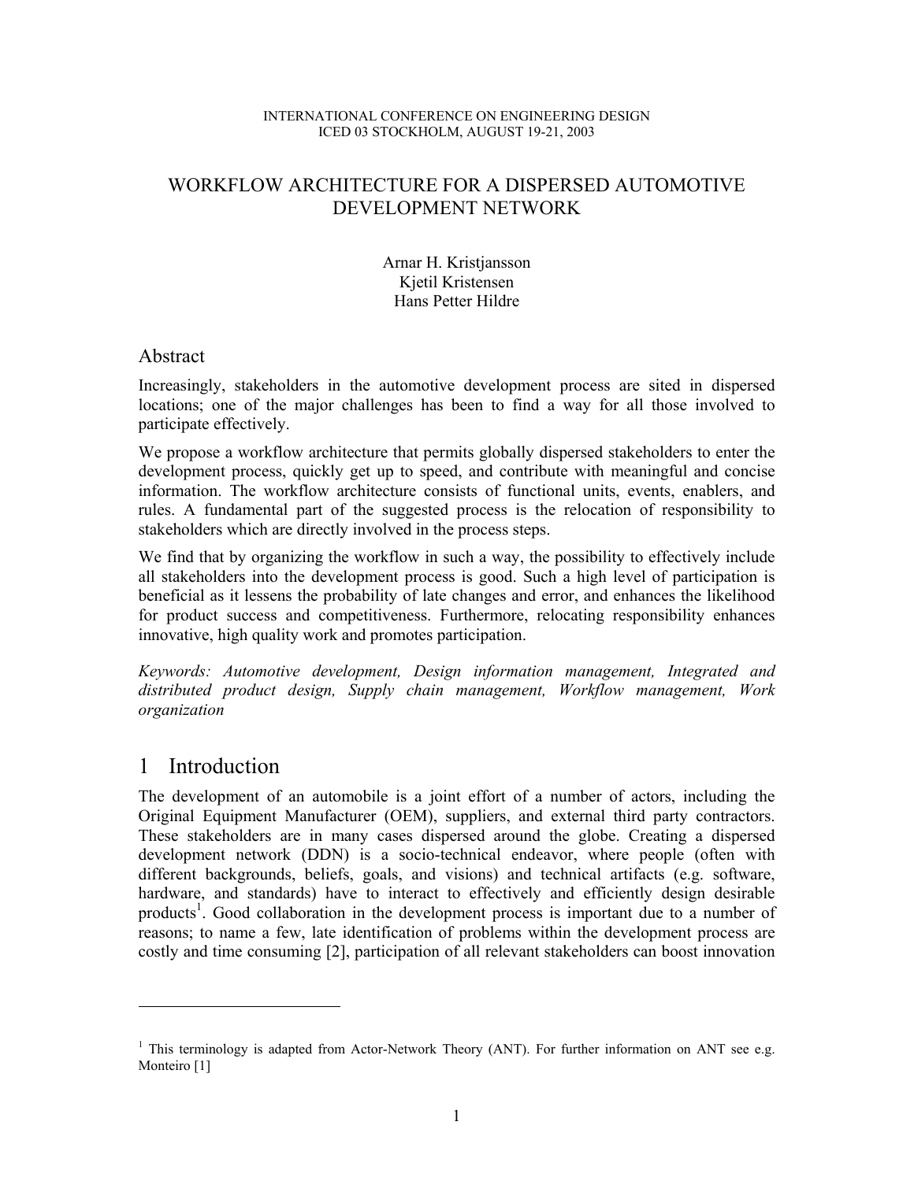INTERNATIONAL CONFERENCE ON ENGINEERING DESIGN
ICED 03 STOCKHOLM, AUGUST 19-21, 2003

# WORKFLOW ARCHITECTURE FOR A DISPERSED AUTOMOTIVE DEVELOPMENT NETWORK

Arnar H. Kristjansson
Kjetil Kristensen
Hans Petter Hildre

## Abstract

Increasingly, stakeholders in the automotive development process are sited in dispersed locations; one of the major challenges has been to find a way for all those involved to participate effectively.

We propose a workflow architecture that permits globally dispersed stakeholders to enter the development process, quickly get up to speed, and contribute with meaningful and concise information. The workflow architecture consists of functional units, events, enablers, and rules. A fundamental part of the suggested process is the relocation of responsibility to stakeholders which are directly involved in the process steps.

We find that by organizing the workflow in such a way, the possibility to effectively include all stakeholders into the development process is good. Such a high level of participation is beneficial as it lessens the probability of late changes and error, and enhances the likelihood for product success and competitiveness. Furthermore, relocating responsibility enhances innovative, high quality work and promotes participation.

*Keywords: Automotive development, Design information management, Integrated and distributed product design, Supply chain management, Workflow management, Work organization*

# 1 Introduction

The development of an automobile is a joint effort of a number of actors, including the Original Equipment Manufacturer (OEM), suppliers, and external third party contractors. These stakeholders are in many cases dispersed around the globe. Creating a dispersed development network (DDN) is a socio-technical endeavor, where people (often with different backgrounds, beliefs, goals, and visions) and technical artifacts (e.g. software, hardware, and standards) have to interact to effectively and efficiently design desirable products[1]. Good collaboration in the development process is important due to a number of reasons; to name a few, late identification of problems within the development process are costly and time consuming [2], participation of all relevant stakeholders can boost innovation

---

[1] This terminology is adapted from Actor-Network Theory (ANT). For further information on ANT see e.g. Monteiro [1]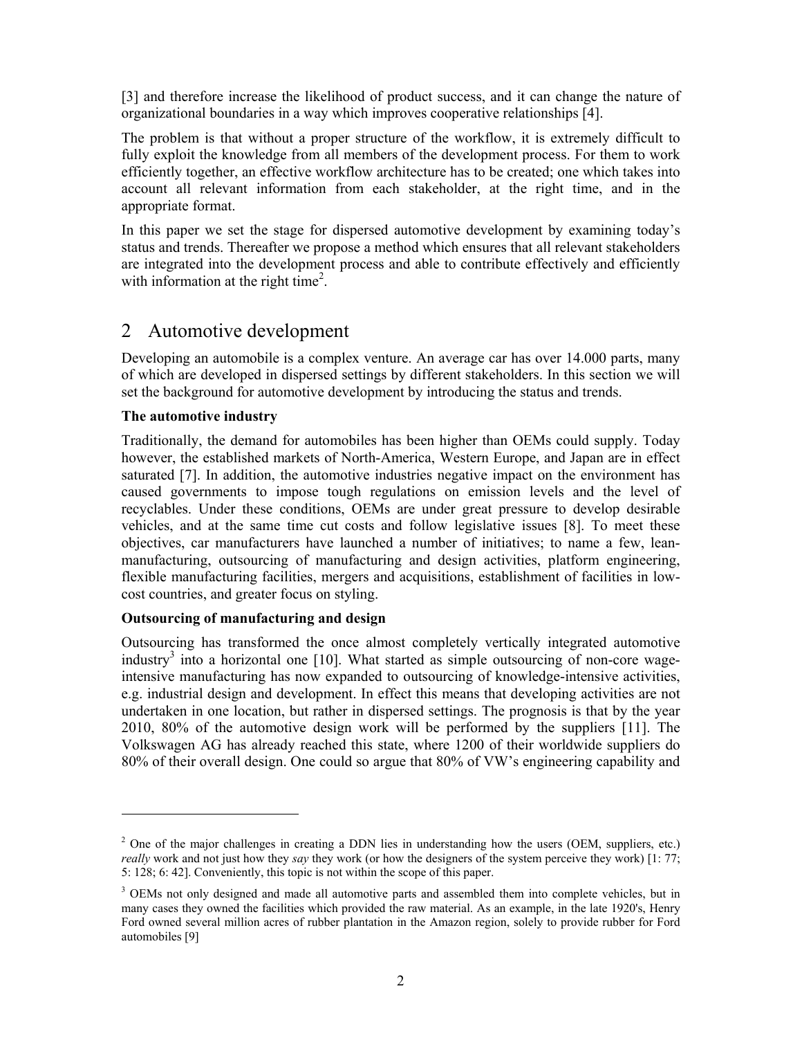[3] and therefore increase the likelihood of product success, and it can change the nature of organizational boundaries in a way which improves cooperative relationships [4].

The problem is that without a proper structure of the workflow, it is extremely difficult to fully exploit the knowledge from all members of the development process. For them to work efficiently together, an effective workflow architecture has to be created; one which takes into account all relevant information from each stakeholder, at the right time, and in the appropriate format.

In this paper we set the stage for dispersed automotive development by examining today's status and trends. Thereafter we propose a method which ensures that all relevant stakeholders are integrated into the development process and able to contribute effectively and efficiently with information at the right time[2].

## 2 Automotive development

Developing an automobile is a complex venture. An average car has over 14.000 parts, many of which are developed in dispersed settings by different stakeholders. In this section we will set the background for automotive development by introducing the status and trends.

**The automotive industry**

Traditionally, the demand for automobiles has been higher than OEMs could supply. Today however, the established markets of North-America, Western Europe, and Japan are in effect saturated [7]. In addition, the automotive industries negative impact on the environment has caused governments to impose tough regulations on emission levels and the level of recyclables. Under these conditions, OEMs are under great pressure to develop desirable vehicles, and at the same time cut costs and follow legislative issues [8]. To meet these objectives, car manufacturers have launched a number of initiatives; to name a few, lean-manufacturing, outsourcing of manufacturing and design activities, platform engineering, flexible manufacturing facilities, mergers and acquisitions, establishment of facilities in low-cost countries, and greater focus on styling.

**Outsourcing of manufacturing and design**

Outsourcing has transformed the once almost completely vertically integrated automotive industry[3] into a horizontal one [10]. What started as simple outsourcing of non-core wage-intensive manufacturing has now expanded to outsourcing of knowledge-intensive activities, e.g. industrial design and development. In effect this means that developing activities are not undertaken in one location, but rather in dispersed settings. The prognosis is that by the year 2010, 80% of the automotive design work will be performed by the suppliers [11]. The Volkswagen AG has already reached this state, where 1200 of their worldwide suppliers do 80% of their overall design. One could so argue that 80% of VW's engineering capability and

---

[2] One of the major challenges in creating a DDN lies in understanding how the users (OEM, suppliers, etc.) *really* work and not just how they *say* they work (or how the designers of the system perceive they work) [1: 77; 5: 128; 6: 42]. Conveniently, this topic is not within the scope of this paper.

[3] OEMs not only designed and made all automotive parts and assembled them into complete vehicles, but in many cases they owned the facilities which provided the raw material. As an example, in the late 1920's, Henry Ford owned several million acres of rubber plantation in the Amazon region, solely to provide rubber for Ford automobiles [9]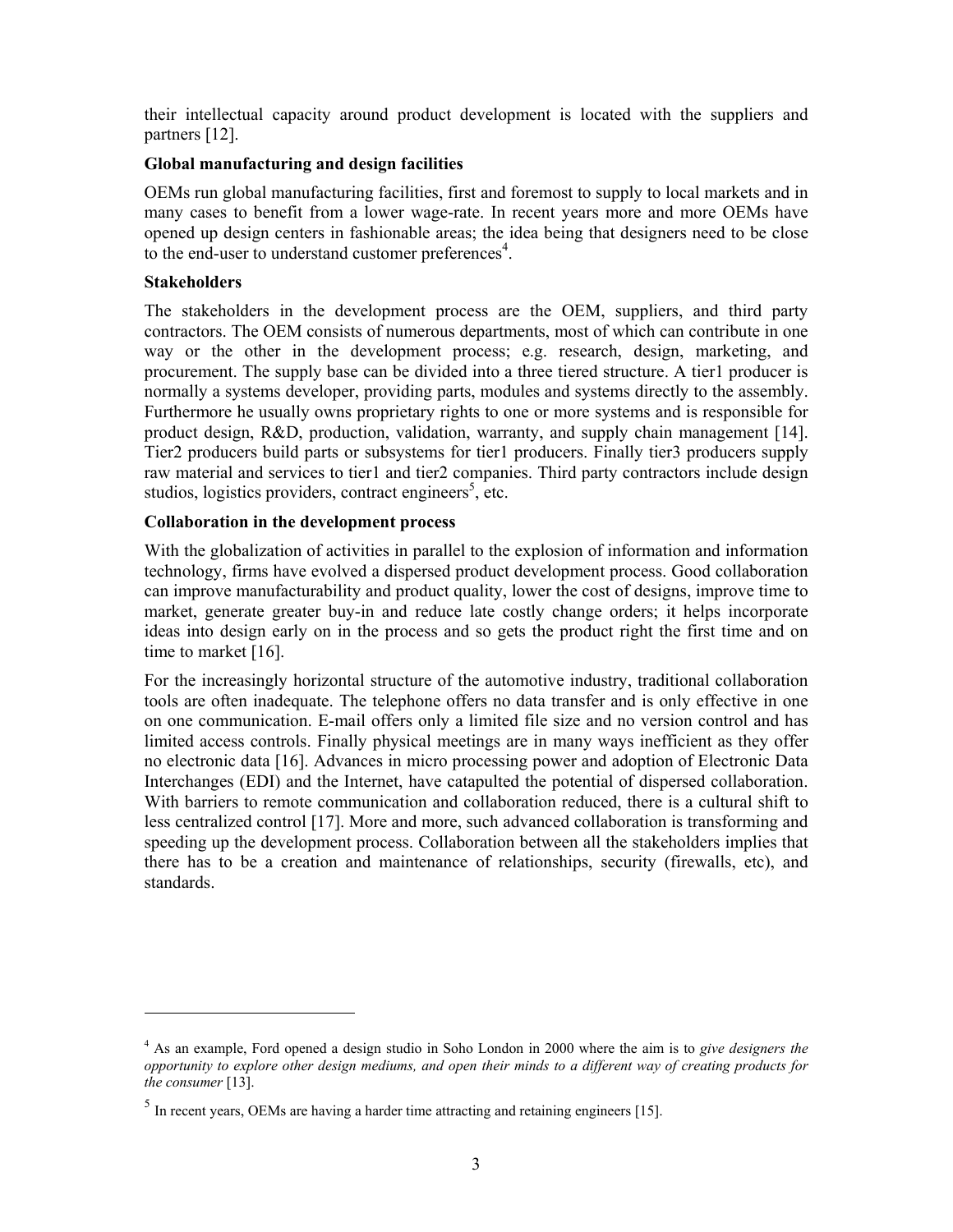their intellectual capacity around product development is located with the suppliers and partners [12].

**Global manufacturing and design facilities**

OEMs run global manufacturing facilities, first and foremost to supply to local markets and in many cases to benefit from a lower wage-rate. In recent years more and more OEMs have opened up design centers in fashionable areas; the idea being that designers need to be close to the end-user to understand customer preferences[4].

**Stakeholders**

The stakeholders in the development process are the OEM, suppliers, and third party contractors. The OEM consists of numerous departments, most of which can contribute in one way or the other in the development process; e.g. research, design, marketing, and procurement. The supply base can be divided into a three tiered structure. A tier1 producer is normally a systems developer, providing parts, modules and systems directly to the assembly. Furthermore he usually owns proprietary rights to one or more systems and is responsible for product design, R&D, production, validation, warranty, and supply chain management [14]. Tier2 producers build parts or subsystems for tier1 producers. Finally tier3 producers supply raw material and services to tier1 and tier2 companies. Third party contractors include design studios, logistics providers, contract engineers[5], etc.

**Collaboration in the development process**

With the globalization of activities in parallel to the explosion of information and information technology, firms have evolved a dispersed product development process. Good collaboration can improve manufacturability and product quality, lower the cost of designs, improve time to market, generate greater buy-in and reduce late costly change orders; it helps incorporate ideas into design early on in the process and so gets the product right the first time and on time to market [16].

For the increasingly horizontal structure of the automotive industry, traditional collaboration tools are often inadequate. The telephone offers no data transfer and is only effective in one on one communication. E-mail offers only a limited file size and no version control and has limited access controls. Finally physical meetings are in many ways inefficient as they offer no electronic data [16]. Advances in micro processing power and adoption of Electronic Data Interchanges (EDI) and the Internet, have catapulted the potential of dispersed collaboration. With barriers to remote communication and collaboration reduced, there is a cultural shift to less centralized control [17]. More and more, such advanced collaboration is transforming and speeding up the development process. Collaboration between all the stakeholders implies that there has to be a creation and maintenance of relationships, security (firewalls, etc), and standards.

---

[4] As an example, Ford opened a design studio in Soho London in 2000 where the aim is to *give designers the opportunity to explore other design mediums, and open their minds to a different way of creating products for the consumer* [13].

[5] In recent years, OEMs are having a harder time attracting and retaining engineers [15].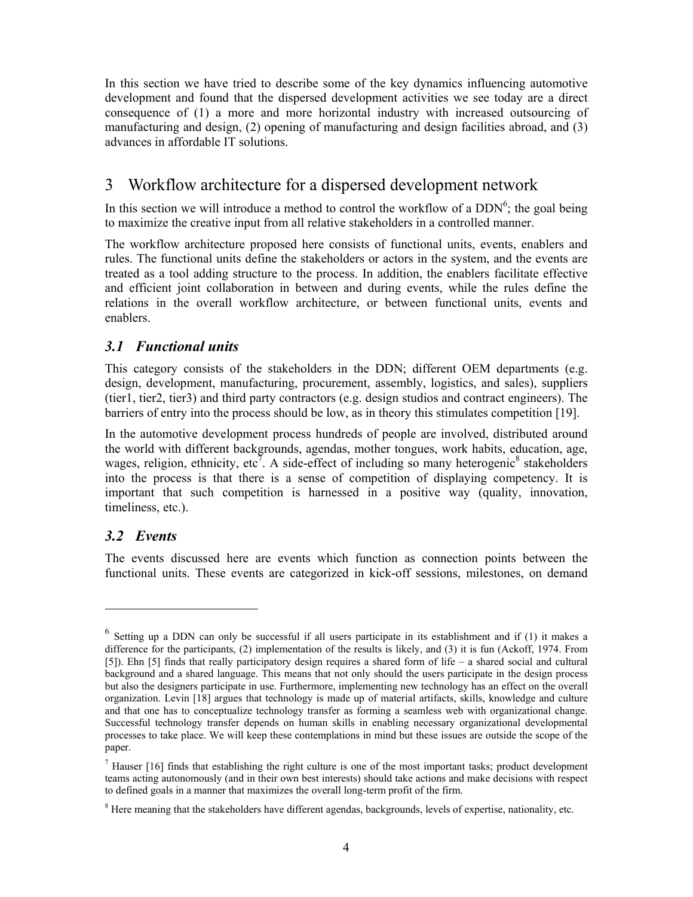In this section we have tried to describe some of the key dynamics influencing automotive development and found that the dispersed development activities we see today are a direct consequence of (1) a more and more horizontal industry with increased outsourcing of manufacturing and design, (2) opening of manufacturing and design facilities abroad, and (3) advances in affordable IT solutions.

## 3 Workflow architecture for a dispersed development network

In this section we will introduce a method to control the workflow of a DDN[6]; the goal being to maximize the creative input from all relative stakeholders in a controlled manner.

The workflow architecture proposed here consists of functional units, events, enablers and rules. The functional units define the stakeholders or actors in the system, and the events are treated as a tool adding structure to the process. In addition, the enablers facilitate effective and efficient joint collaboration in between and during events, while the rules define the relations in the overall workflow architecture, or between functional units, events and enablers.

### *3.1 Functional units*

This category consists of the stakeholders in the DDN; different OEM departments (e.g. design, development, manufacturing, procurement, assembly, logistics, and sales), suppliers (tier1, tier2, tier3) and third party contractors (e.g. design studios and contract engineers). The barriers of entry into the process should be low, as in theory this stimulates competition [19].

In the automotive development process hundreds of people are involved, distributed around the world with different backgrounds, agendas, mother tongues, work habits, education, age, wages, religion, ethnicity, etc[7]. A side-effect of including so many heterogenic[8] stakeholders into the process is that there is a sense of competition of displaying competency. It is important that such competition is harnessed in a positive way (quality, innovation, timeliness, etc.).

### *3.2 Events*

The events discussed here are events which function as connection points between the functional units. These events are categorized in kick-off sessions, milestones, on demand

---

[6] Setting up a DDN can only be successful if all users participate in its establishment and if (1) it makes a difference for the participants, (2) implementation of the results is likely, and (3) it is fun (Ackoff, 1974. From [5]). Ehn [5] finds that really participatory design requires a shared form of life – a shared social and cultural background and a shared language. This means that not only should the users participate in the design process but also the designers participate in use. Furthermore, implementing new technology has an effect on the overall organization. Levin [18] argues that technology is made up of material artifacts, skills, knowledge and culture and that one has to conceptualize technology transfer as forming a seamless web with organizational change. Successful technology transfer depends on human skills in enabling necessary organizational developmental processes to take place. We will keep these contemplations in mind but these issues are outside the scope of the paper.

[7] Hauser [16] finds that establishing the right culture is one of the most important tasks; product development teams acting autonomously (and in their own best interests) should take actions and make decisions with respect to defined goals in a manner that maximizes the overall long-term profit of the firm.

[8] Here meaning that the stakeholders have different agendas, backgrounds, levels of expertise, nationality, etc.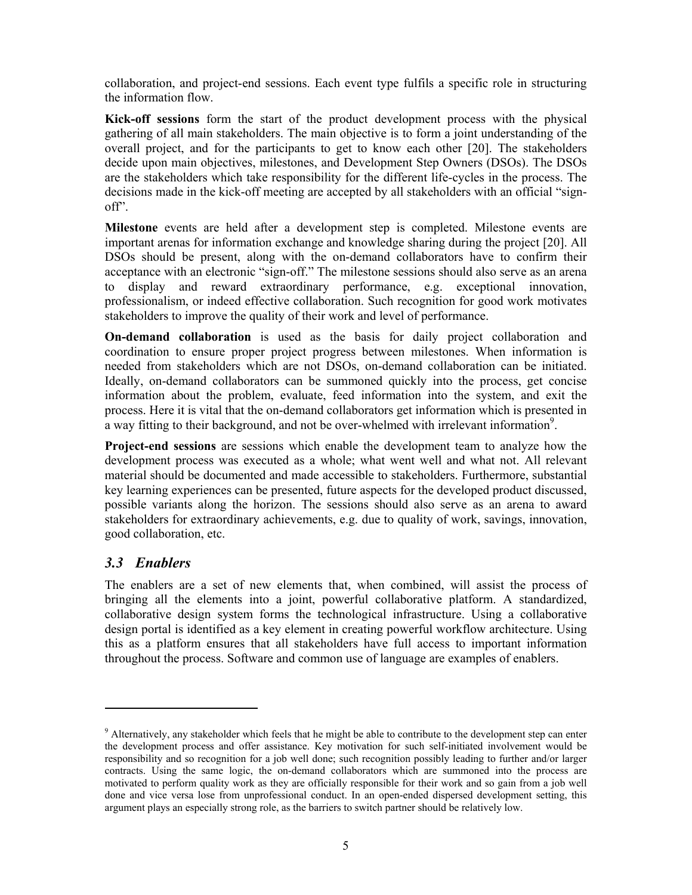collaboration, and project-end sessions. Each event type fulfils a specific role in structuring the information flow.

**Kick-off sessions** form the start of the product development process with the physical gathering of all main stakeholders. The main objective is to form a joint understanding of the overall project, and for the participants to get to know each other [20]. The stakeholders decide upon main objectives, milestones, and Development Step Owners (DSOs). The DSOs are the stakeholders which take responsibility for the different life-cycles in the process. The decisions made in the kick-off meeting are accepted by all stakeholders with an official "sign-off".

**Milestone** events are held after a development step is completed. Milestone events are important arenas for information exchange and knowledge sharing during the project [20]. All DSOs should be present, along with the on-demand collaborators have to confirm their acceptance with an electronic "sign-off." The milestone sessions should also serve as an arena to display and reward extraordinary performance, e.g. exceptional innovation, professionalism, or indeed effective collaboration. Such recognition for good work motivates stakeholders to improve the quality of their work and level of performance.

**On-demand collaboration** is used as the basis for daily project collaboration and coordination to ensure proper project progress between milestones. When information is needed from stakeholders which are not DSOs, on-demand collaboration can be initiated. Ideally, on-demand collaborators can be summoned quickly into the process, get concise information about the problem, evaluate, feed information into the system, and exit the process. Here it is vital that the on-demand collaborators get information which is presented in a way fitting to their background, and not be over-whelmed with irrelevant information[9].

**Project-end sessions** are sessions which enable the development team to analyze how the development process was executed as a whole; what went well and what not. All relevant material should be documented and made accessible to stakeholders. Furthermore, substantial key learning experiences can be presented, future aspects for the developed product discussed, possible variants along the horizon. The sessions should also serve as an arena to award stakeholders for extraordinary achievements, e.g. due to quality of work, savings, innovation, good collaboration, etc.

## *3.3 Enablers*

The enablers are a set of new elements that, when combined, will assist the process of bringing all the elements into a joint, powerful collaborative platform. A standardized, collaborative design system forms the technological infrastructure. Using a collaborative design portal is identified as a key element in creating powerful workflow architecture. Using this as a platform ensures that all stakeholders have full access to important information throughout the process. Software and common use of language are examples of enablers.

---

[9] Alternatively, any stakeholder which feels that he might be able to contribute to the development step can enter the development process and offer assistance. Key motivation for such self-initiated involvement would be responsibility and so recognition for a job well done; such recognition possibly leading to further and/or larger contracts. Using the same logic, the on-demand collaborators which are summoned into the process are motivated to perform quality work as they are officially responsible for their work and so gain from a job well done and vice versa lose from unprofessional conduct. In an open-ended dispersed development setting, this argument plays an especially strong role, as the barriers to switch partner should be relatively low.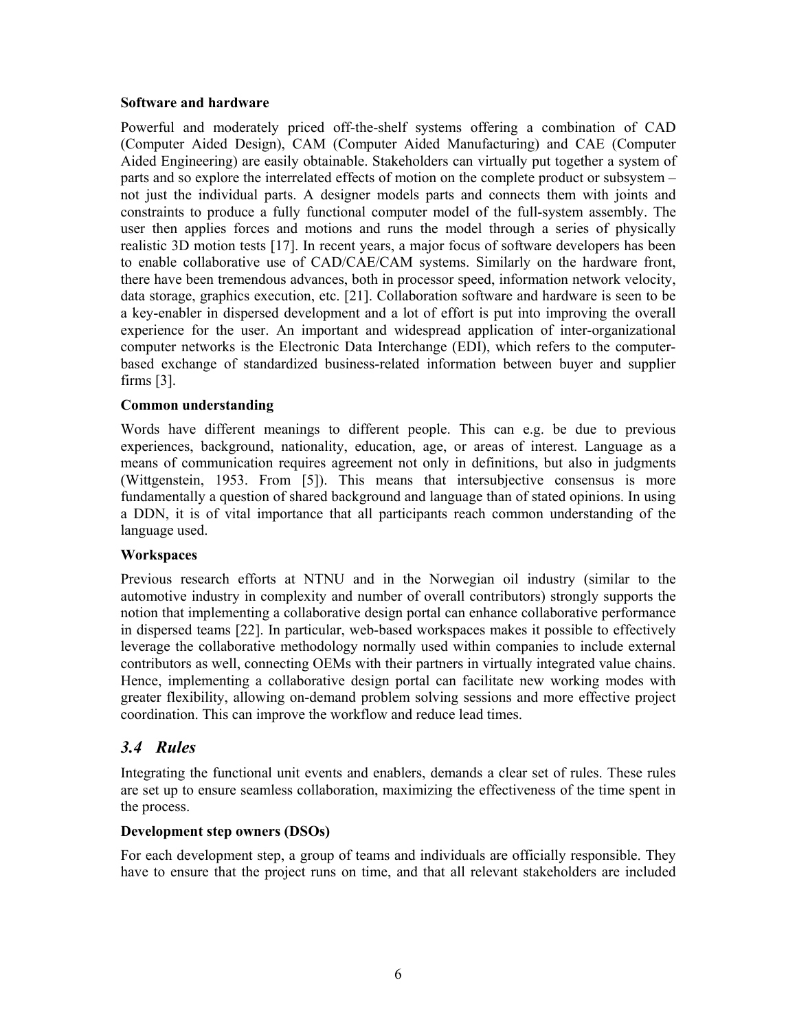**Software and hardware**

Powerful and moderately priced off-the-shelf systems offering a combination of CAD (Computer Aided Design), CAM (Computer Aided Manufacturing) and CAE (Computer Aided Engineering) are easily obtainable. Stakeholders can virtually put together a system of parts and so explore the interrelated effects of motion on the complete product or subsystem – not just the individual parts. A designer models parts and connects them with joints and constraints to produce a fully functional computer model of the full-system assembly. The user then applies forces and motions and runs the model through a series of physically realistic 3D motion tests [17]. In recent years, a major focus of software developers has been to enable collaborative use of CAD/CAE/CAM systems. Similarly on the hardware front, there have been tremendous advances, both in processor speed, information network velocity, data storage, graphics execution, etc. [21]. Collaboration software and hardware is seen to be a key-enabler in dispersed development and a lot of effort is put into improving the overall experience for the user. An important and widespread application of inter-organizational computer networks is the Electronic Data Interchange (EDI), which refers to the computer-based exchange of standardized business-related information between buyer and supplier firms [3].

**Common understanding**

Words have different meanings to different people. This can e.g. be due to previous experiences, background, nationality, education, age, or areas of interest. Language as a means of communication requires agreement not only in definitions, but also in judgments (Wittgenstein, 1953. From [5]). This means that intersubjective consensus is more fundamentally a question of shared background and language than of stated opinions. In using a DDN, it is of vital importance that all participants reach common understanding of the language used.

**Workspaces**

Previous research efforts at NTNU and in the Norwegian oil industry (similar to the automotive industry in complexity and number of overall contributors) strongly supports the notion that implementing a collaborative design portal can enhance collaborative performance in dispersed teams [22]. In particular, web-based workspaces makes it possible to effectively leverage the collaborative methodology normally used within companies to include external contributors as well, connecting OEMs with their partners in virtually integrated value chains. Hence, implementing a collaborative design portal can facilitate new working modes with greater flexibility, allowing on-demand problem solving sessions and more effective project coordination. This can improve the workflow and reduce lead times.

## *3.4 Rules*

Integrating the functional unit events and enablers, demands a clear set of rules. These rules are set up to ensure seamless collaboration, maximizing the effectiveness of the time spent in the process.

**Development step owners (DSOs)**

For each development step, a group of teams and individuals are officially responsible. They have to ensure that the project runs on time, and that all relevant stakeholders are included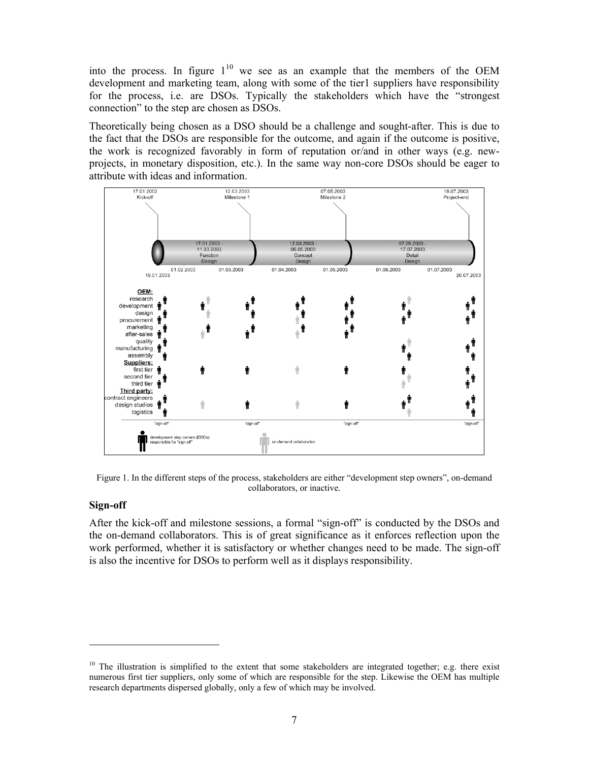into the process. In figure 1[10] we see as an example that the members of the OEM development and marketing team, along with some of the tier1 suppliers have responsibility for the process, i.e. are DSOs. Typically the stakeholders which have the "strongest connection" to the step are chosen as DSOs.

Theoretically being chosen as a DSO should be a challenge and sought-after. This is due to the fact that the DSOs are responsible for the outcome, and again if the outcome is positive, the work is recognized favorably in form of reputation or/and in other ways (e.g. new-projects, in monetary disposition, etc.). In the same way non-core DSOs should be eager to attribute with ideas and information.

Figure 1. In the different steps of the process, stakeholders are either "development step owners", on-demand collaborators, or inactive.

### Sign-off

After the kick-off and milestone sessions, a formal "sign-off" is conducted by the DSOs and the on-demand collaborators. This is of great significance as it enforces reflection upon the work performed, whether it is satisfactory or whether changes need to be made. The sign-off is also the incentive for DSOs to perform well as it displays responsibility.

[10] The illustration is simplified to the extent that some stakeholders are integrated together; e.g. there exist numerous first tier suppliers, only some of which are responsible for the step. Likewise the OEM has multiple research departments dispersed globally, only a few of which may be involved.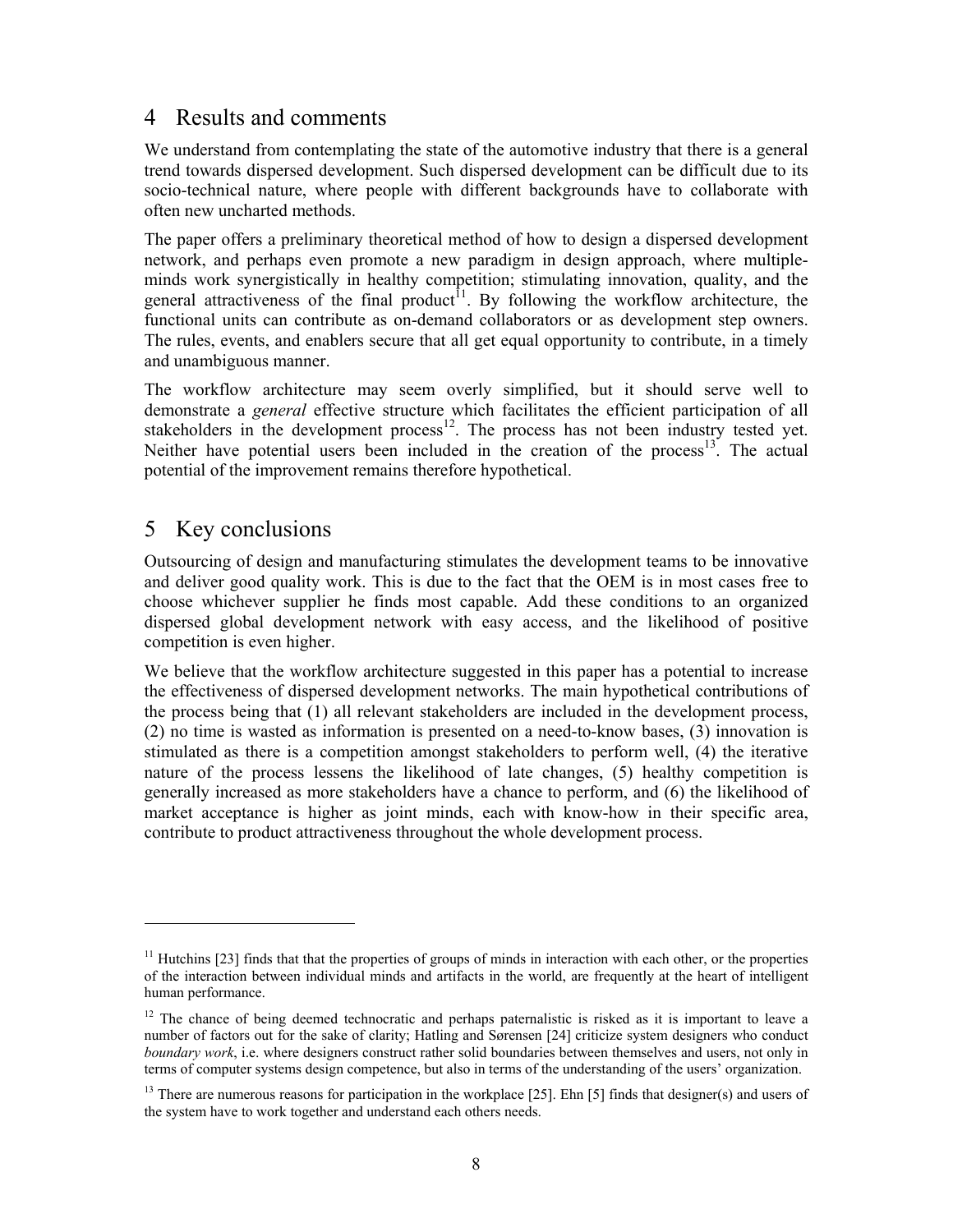## 4 Results and comments

We understand from contemplating the state of the automotive industry that there is a general trend towards dispersed development. Such dispersed development can be difficult due to its socio-technical nature, where people with different backgrounds have to collaborate with often new uncharted methods.

The paper offers a preliminary theoretical method of how to design a dispersed development network, and perhaps even promote a new paradigm in design approach, where multiple-minds work synergistically in healthy competition; stimulating innovation, quality, and the general attractiveness of the final product[11]. By following the workflow architecture, the functional units can contribute as on-demand collaborators or as development step owners. The rules, events, and enablers secure that all get equal opportunity to contribute, in a timely and unambiguous manner.

The workflow architecture may seem overly simplified, but it should serve well to demonstrate a *general* effective structure which facilitates the efficient participation of all stakeholders in the development process[12]. The process has not been industry tested yet. Neither have potential users been included in the creation of the process[13]. The actual potential of the improvement remains therefore hypothetical.

## 5 Key conclusions

Outsourcing of design and manufacturing stimulates the development teams to be innovative and deliver good quality work. This is due to the fact that the OEM is in most cases free to choose whichever supplier he finds most capable. Add these conditions to an organized dispersed global development network with easy access, and the likelihood of positive competition is even higher.

We believe that the workflow architecture suggested in this paper has a potential to increase the effectiveness of dispersed development networks. The main hypothetical contributions of the process being that (1) all relevant stakeholders are included in the development process, (2) no time is wasted as information is presented on a need-to-know bases, (3) innovation is stimulated as there is a competition amongst stakeholders to perform well, (4) the iterative nature of the process lessens the likelihood of late changes, (5) healthy competition is generally increased as more stakeholders have a chance to perform, and (6) the likelihood of market acceptance is higher as joint minds, each with know-how in their specific area, contribute to product attractiveness throughout the whole development process.

---

[11] Hutchins [23] finds that that the properties of groups of minds in interaction with each other, or the properties of the interaction between individual minds and artifacts in the world, are frequently at the heart of intelligent human performance.

[12] The chance of being deemed technocratic and perhaps paternalistic is risked as it is important to leave a number of factors out for the sake of clarity; Hatling and Sørensen [24] criticize system designers who conduct *boundary work*, i.e. where designers construct rather solid boundaries between themselves and users, not only in terms of computer systems design competence, but also in terms of the understanding of the users' organization.

[13] There are numerous reasons for participation in the workplace [25]. Ehn [5] finds that designer(s) and users of the system have to work together and understand each others needs.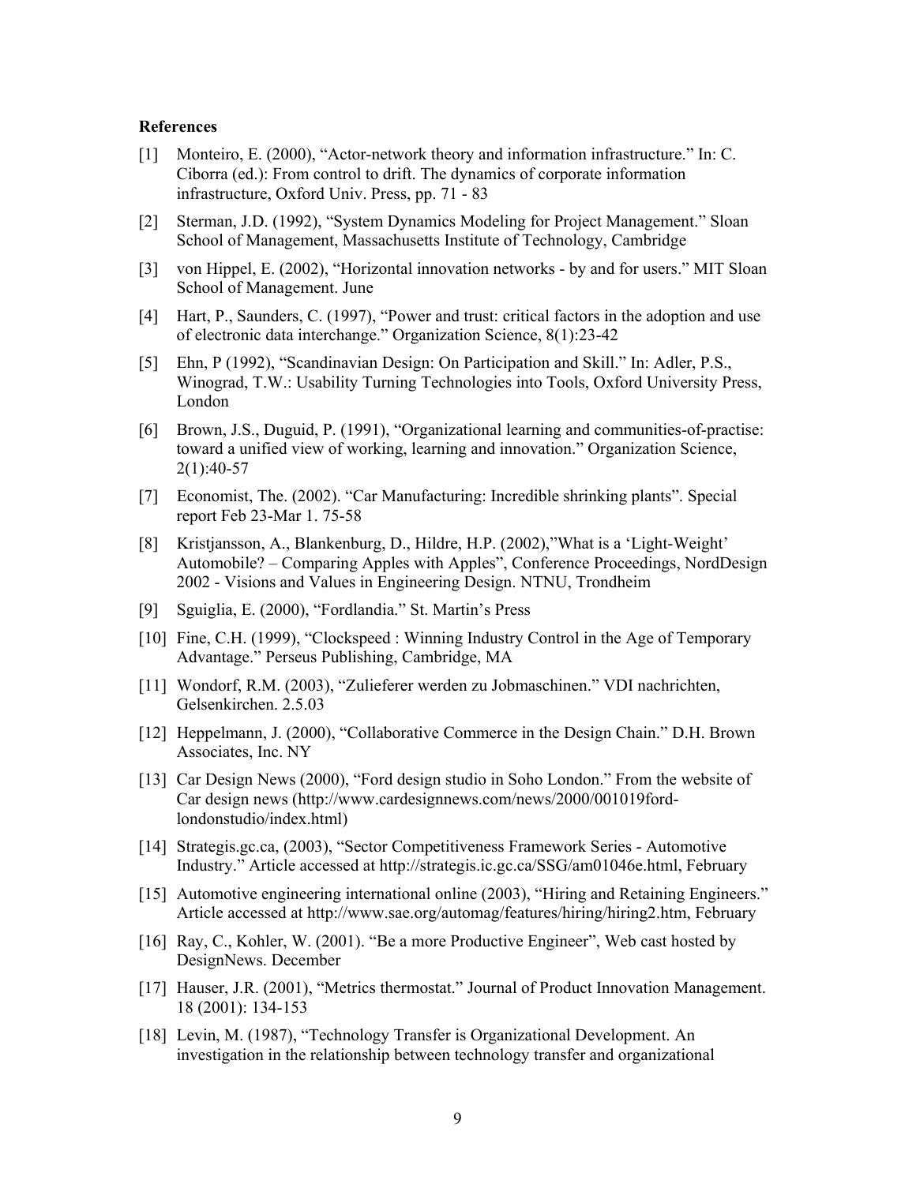**References**

[1] Monteiro, E. (2000), "Actor-network theory and information infrastructure." In: C. Ciborra (ed.): From control to drift. The dynamics of corporate information infrastructure, Oxford Univ. Press, pp. 71 - 83

[2] Sterman, J.D. (1992), "System Dynamics Modeling for Project Management." Sloan School of Management, Massachusetts Institute of Technology, Cambridge

[3] von Hippel, E. (2002), "Horizontal innovation networks - by and for users." MIT Sloan School of Management. June

[4] Hart, P., Saunders, C. (1997), "Power and trust: critical factors in the adoption and use of electronic data interchange." Organization Science, 8(1):23-42

[5] Ehn, P (1992), "Scandinavian Design: On Participation and Skill." In: Adler, P.S., Winograd, T.W.: Usability Turning Technologies into Tools, Oxford University Press, London

[6] Brown, J.S., Duguid, P. (1991), "Organizational learning and communities-of-practise: toward a unified view of working, learning and innovation." Organization Science, 2(1):40-57

[7] Economist, The. (2002). "Car Manufacturing: Incredible shrinking plants". Special report Feb 23-Mar 1. 75-58

[8] Kristjansson, A., Blankenburg, D., Hildre, H.P. (2002),"What is a 'Light-Weight' Automobile? – Comparing Apples with Apples", Conference Proceedings, NordDesign 2002 - Visions and Values in Engineering Design. NTNU, Trondheim

[9] Sguiglia, E. (2000), "Fordlandia." St. Martin's Press

[10] Fine, C.H. (1999), "Clockspeed : Winning Industry Control in the Age of Temporary Advantage." Perseus Publishing, Cambridge, MA

[11] Wondorf, R.M. (2003), "Zulieferer werden zu Jobmaschinen." VDI nachrichten, Gelsenkirchen. 2.5.03

[12] Heppelmann, J. (2000), "Collaborative Commerce in the Design Chain." D.H. Brown Associates, Inc. NY

[13] Car Design News (2000), "Ford design studio in Soho London." From the website of Car design news (http://www.cardesignnews.com/news/2000/001019ford-londonstudio/index.html)

[14] Strategis.gc.ca, (2003), "Sector Competitiveness Framework Series - Automotive Industry." Article accessed at http://strategis.ic.gc.ca/SSG/am01046e.html, February

[15] Automotive engineering international online (2003), "Hiring and Retaining Engineers." Article accessed at http://www.sae.org/automag/features/hiring/hiring2.htm, February

[16] Ray, C., Kohler, W. (2001). "Be a more Productive Engineer", Web cast hosted by DesignNews. December

[17] Hauser, J.R. (2001), "Metrics thermostat." Journal of Product Innovation Management. 18 (2001): 134-153

[18] Levin, M. (1987), "Technology Transfer is Organizational Development. An investigation in the relationship between technology transfer and organizational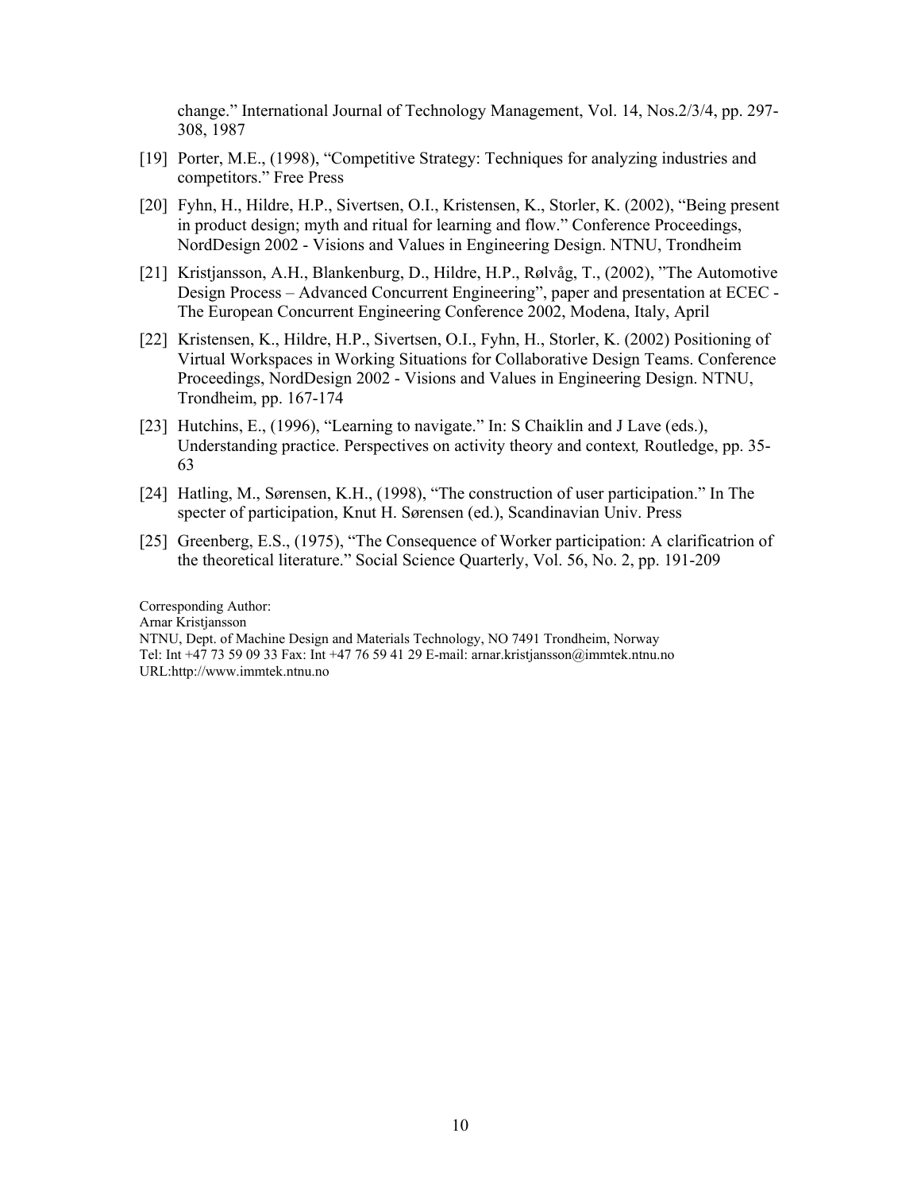change." International Journal of Technology Management, Vol. 14, Nos.2/3/4, pp. 297-308, 1987

[19] Porter, M.E., (1998), "Competitive Strategy: Techniques for analyzing industries and competitors." Free Press

[20] Fyhn, H., Hildre, H.P., Sivertsen, O.I., Kristensen, K., Storler, K. (2002), "Being present in product design; myth and ritual for learning and flow." Conference Proceedings, NordDesign 2002 - Visions and Values in Engineering Design. NTNU, Trondheim

[21] Kristjansson, A.H., Blankenburg, D., Hildre, H.P., Rølvåg, T., (2002), "The Automotive Design Process – Advanced Concurrent Engineering", paper and presentation at ECEC - The European Concurrent Engineering Conference 2002, Modena, Italy, April

[22] Kristensen, K., Hildre, H.P., Sivertsen, O.I., Fyhn, H., Storler, K. (2002) Positioning of Virtual Workspaces in Working Situations for Collaborative Design Teams. Conference Proceedings, NordDesign 2002 - Visions and Values in Engineering Design. NTNU, Trondheim, pp. 167-174

[23] Hutchins, E., (1996), "Learning to navigate." In: S Chaiklin and J Lave (eds.), Understanding practice. Perspectives on activity theory and context*,* Routledge, pp. 35-63

[24] Hatling, M., Sørensen, K.H., (1998), "The construction of user participation." In The specter of participation, Knut H. Sørensen (ed.), Scandinavian Univ. Press

[25] Greenberg, E.S., (1975), "The Consequence of Worker participation: A clarificatrion of the theoretical literature." Social Science Quarterly, Vol. 56, No. 2, pp. 191-209

Corresponding Author:
Arnar Kristjansson
NTNU, Dept. of Machine Design and Materials Technology, NO 7491 Trondheim, Norway
Tel: Int +47 73 59 09 33 Fax: Int +47 76 59 41 29 E-mail: arnar.kristjansson@immtek.ntnu.no
URL:http://www.immtek.ntnu.no